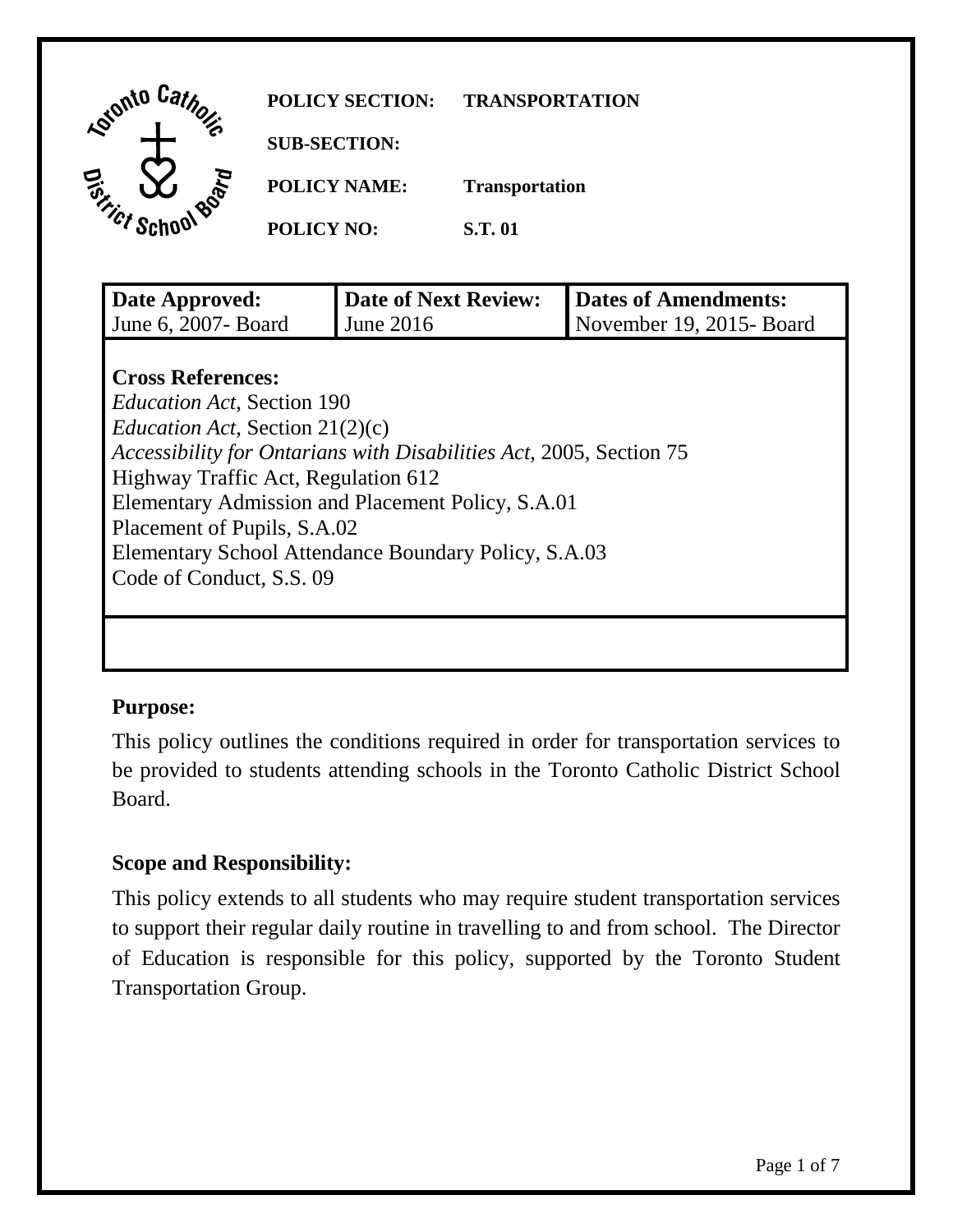**POLICY SECTION:** **TRANSPORTATION**

**SUB-SECTION:**

**POLICY NAME:** **Transportation**

**POLICY NO:** **S.T. 01**

| **Date Approved:** | **Date of Next Review:** | **Dates of Amendments:** |
| --- | --- | --- |
| June 6, 2007- Board | June 2016 | November 19, 2015- Board |

**Cross References:**
*Education Act*, Section 190
*Education Act*, Section 21(2)(c)
*Accessibility for Ontarians with Disabilities Act*, 2005, Section 75
Highway Traffic Act, Regulation 612
Elementary Admission and Placement Policy, S.A.01
Placement of Pupils, S.A.02
Elementary School Attendance Boundary Policy, S.A.03
Code of Conduct, S.S. 09

## Purpose:

This policy outlines the conditions required in order for transportation services to be provided to students attending schools in the Toronto Catholic District School Board.

## Scope and Responsibility:

This policy extends to all students who may require student transportation services to support their regular daily routine in travelling to and from school. The Director of Education is responsible for this policy, supported by the Toronto Student Transportation Group.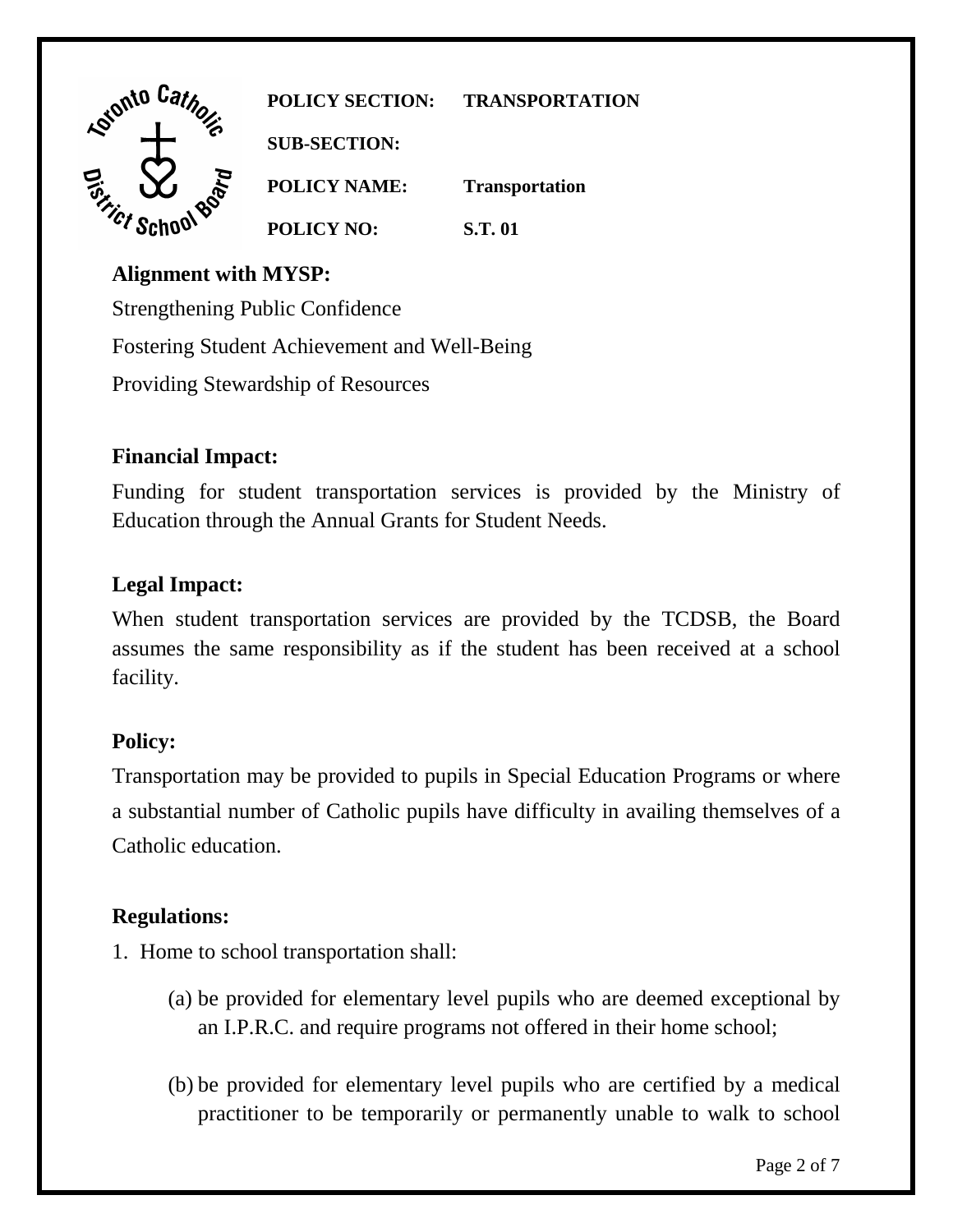**POLICY SECTION:** TRANSPORTATION

**SUB-SECTION:**

**POLICY NAME:** Transportation

**POLICY NO:** S.T. 01

## Alignment with MYSP:

Strengthening Public Confidence

Fostering Student Achievement and Well-Being

Providing Stewardship of Resources

## Financial Impact:

Funding for student transportation services is provided by the Ministry of Education through the Annual Grants for Student Needs.

## Legal Impact:

When student transportation services are provided by the TCDSB, the Board assumes the same responsibility as if the student has been received at a school facility.

## Policy:

Transportation may be provided to pupils in Special Education Programs or where a substantial number of Catholic pupils have difficulty in availing themselves of a Catholic education.

## Regulations:

1. Home to school transportation shall:

   (a) be provided for elementary level pupils who are deemed exceptional by an I.P.R.C. and require programs not offered in their home school;

   (b) be provided for elementary level pupils who are certified by a medical practitioner to be temporarily or permanently unable to walk to school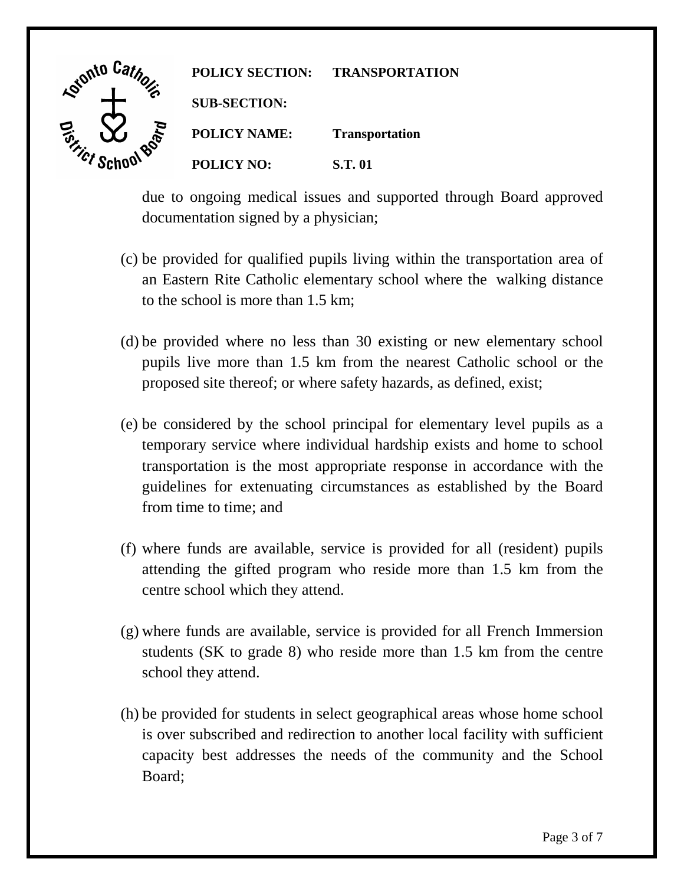due to ongoing medical issues and supported through Board approved documentation signed by a physician;

(c) be provided for qualified pupils living within the transportation area of an Eastern Rite Catholic elementary school where the walking distance to the school is more than 1.5 km;

(d) be provided where no less than 30 existing or new elementary school pupils live more than 1.5 km from the nearest Catholic school or the proposed site thereof; or where safety hazards, as defined, exist;

(e) be considered by the school principal for elementary level pupils as a temporary service where individual hardship exists and home to school transportation is the most appropriate response in accordance with the guidelines for extenuating circumstances as established by the Board from time to time; and

(f) where funds are available, service is provided for all (resident) pupils attending the gifted program who reside more than 1.5 km from the centre school which they attend.

(g) where funds are available, service is provided for all French Immersion students (SK to grade 8) who reside more than 1.5 km from the centre school they attend.

(h) be provided for students in select geographical areas whose home school is over subscribed and redirection to another local facility with sufficient capacity best addresses the needs of the community and the School Board;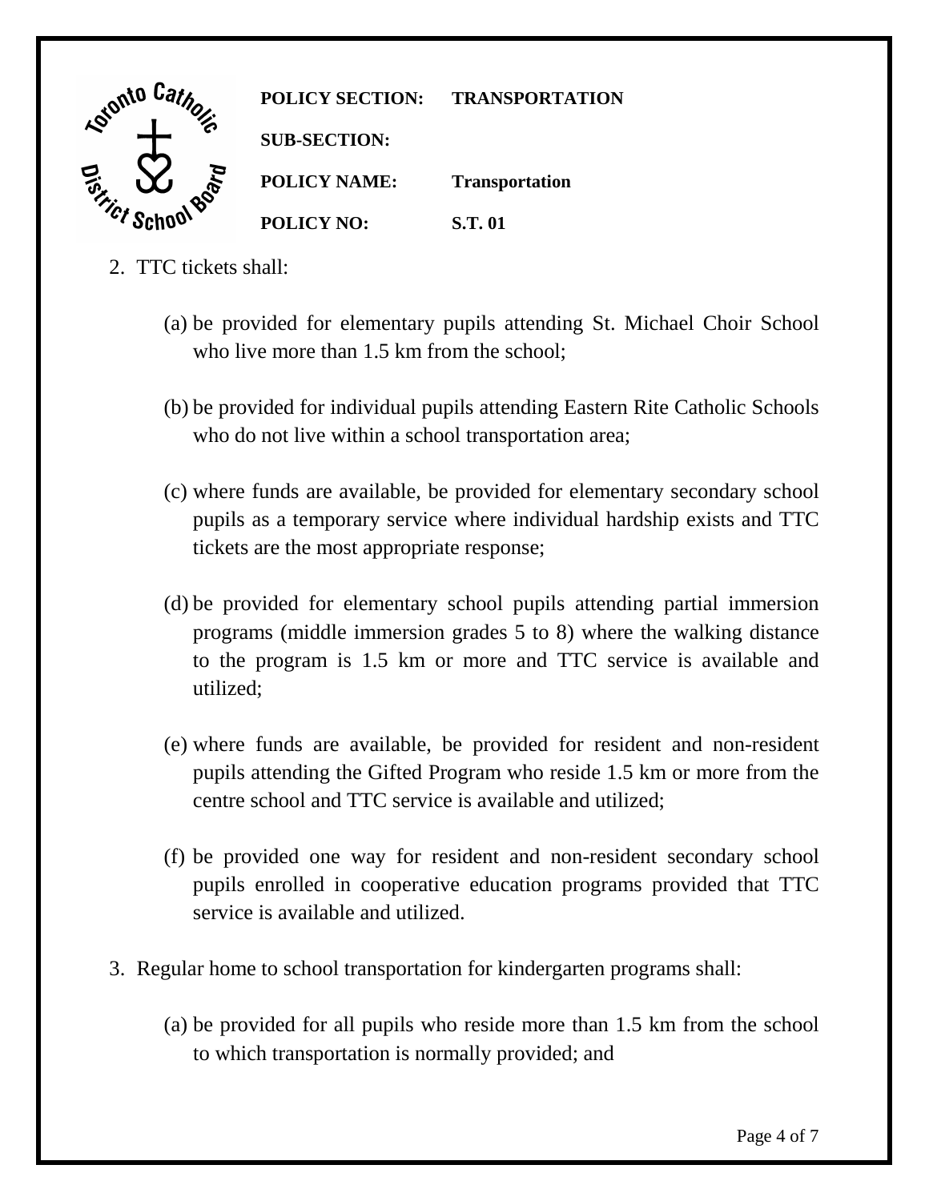2. TTC tickets shall:

   (a) be provided for elementary pupils attending St. Michael Choir School who live more than 1.5 km from the school;

   (b) be provided for individual pupils attending Eastern Rite Catholic Schools who do not live within a school transportation area;

   (c) where funds are available, be provided for elementary secondary school pupils as a temporary service where individual hardship exists and TTC tickets are the most appropriate response;

   (d) be provided for elementary school pupils attending partial immersion programs (middle immersion grades 5 to 8) where the walking distance to the program is 1.5 km or more and TTC service is available and utilized;

   (e) where funds are available, be provided for resident and non-resident pupils attending the Gifted Program who reside 1.5 km or more from the centre school and TTC service is available and utilized;

   (f) be provided one way for resident and non-resident secondary school pupils enrolled in cooperative education programs provided that TTC service is available and utilized.

3. Regular home to school transportation for kindergarten programs shall:

   (a) be provided for all pupils who reside more than 1.5 km from the school to which transportation is normally provided; and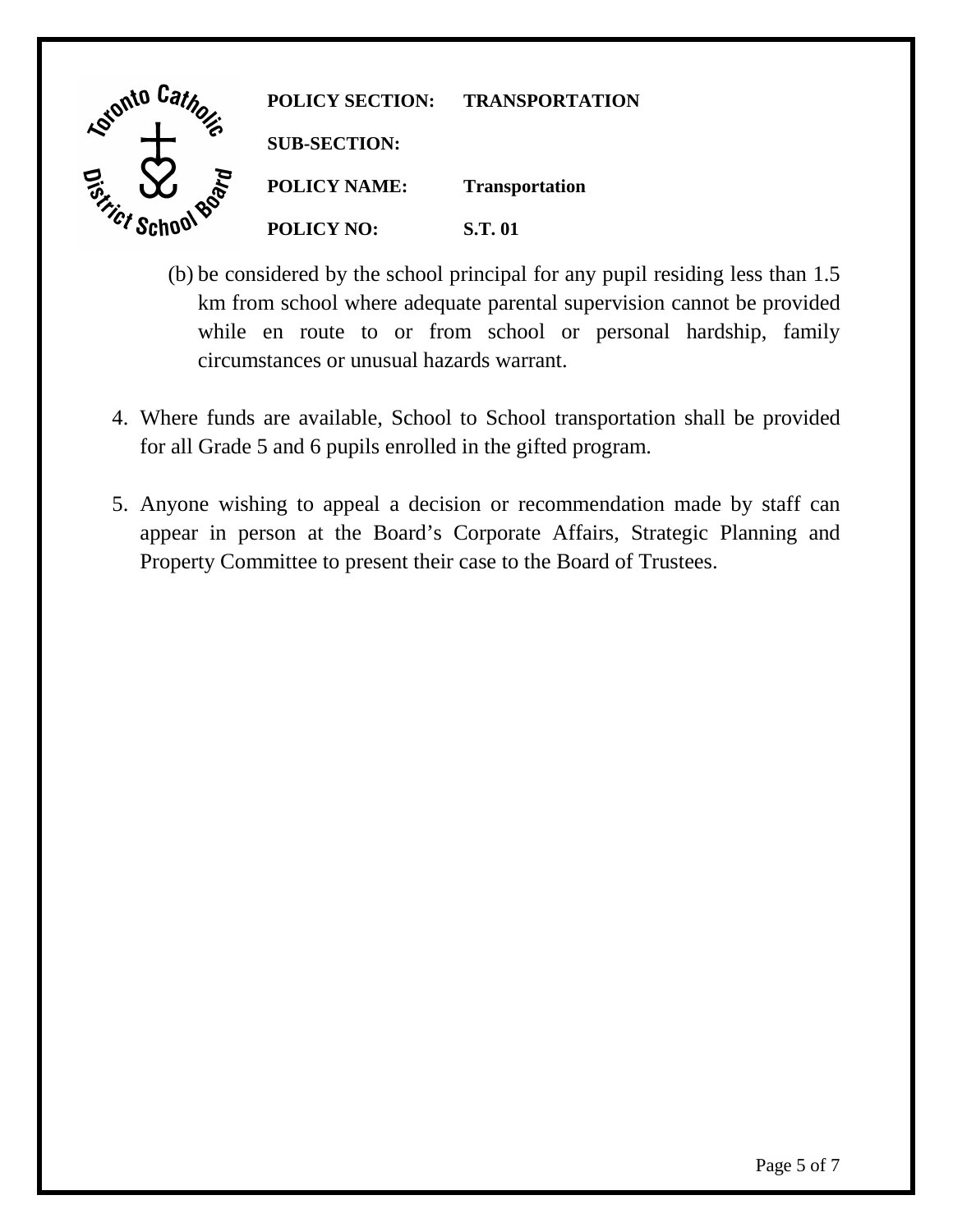(b) be considered by the school principal for any pupil residing less than 1.5 km from school where adequate parental supervision cannot be provided while en route to or from school or personal hardship, family circumstances or unusual hazards warrant.

4. Where funds are available, School to School transportation shall be provided for all Grade 5 and 6 pupils enrolled in the gifted program.

5. Anyone wishing to appeal a decision or recommendation made by staff can appear in person at the Board's Corporate Affairs, Strategic Planning and Property Committee to present their case to the Board of Trustees.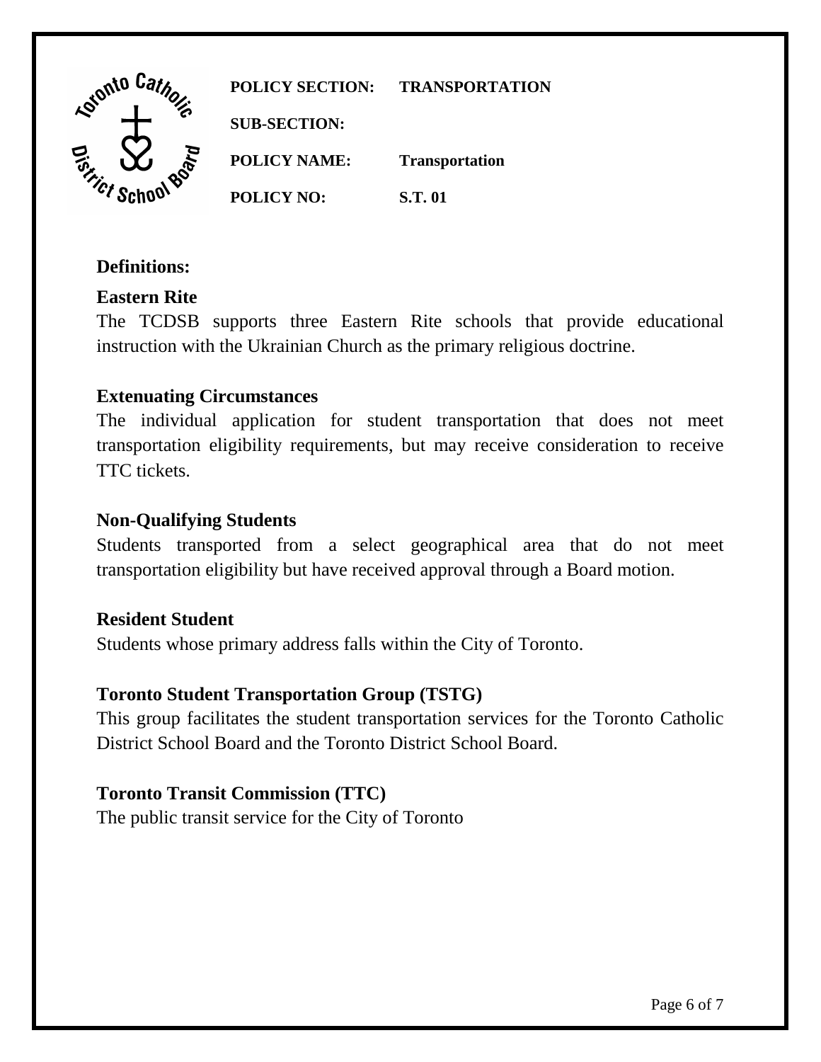| | |
|---|---|
| **POLICY SECTION:** | **TRANSPORTATION** |
| **SUB-SECTION:** | |
| **POLICY NAME:** | **Transportation** |
| **POLICY NO:** | **S.T. 01** |

## Definitions:

### Eastern Rite

The TCDSB supports three Eastern Rite schools that provide educational instruction with the Ukrainian Church as the primary religious doctrine.

### Extenuating Circumstances

The individual application for student transportation that does not meet transportation eligibility requirements, but may receive consideration to receive TTC tickets.

### Non-Qualifying Students

Students transported from a select geographical area that do not meet transportation eligibility but have received approval through a Board motion.

### Resident Student

Students whose primary address falls within the City of Toronto.

### Toronto Student Transportation Group (TSTG)

This group facilitates the student transportation services for the Toronto Catholic District School Board and the Toronto District School Board.

### Toronto Transit Commission (TTC)

The public transit service for the City of Toronto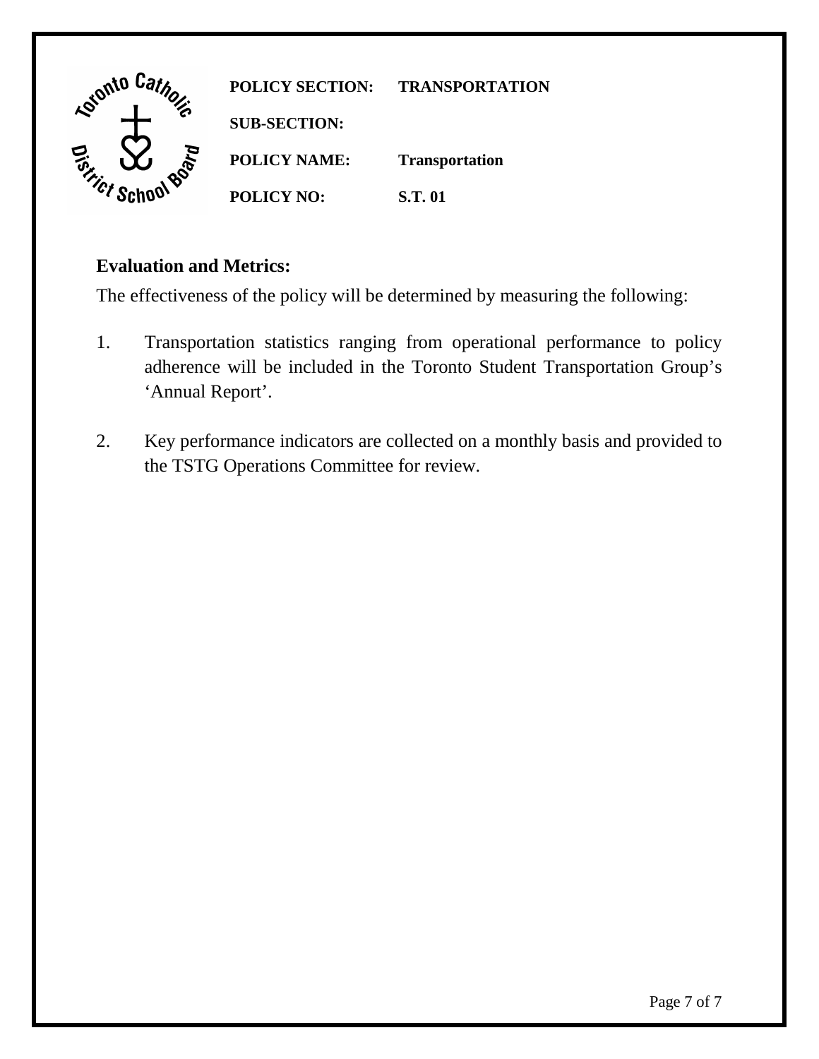| | |
|---|---|
| **POLICY SECTION:** | **TRANSPORTATION** |
| **SUB-SECTION:** | |
| **POLICY NAME:** | **Transportation** |
| **POLICY NO:** | **S.T. 01** |

**Evaluation and Metrics:**

The effectiveness of the policy will be determined by measuring the following:

1. Transportation statistics ranging from operational performance to policy adherence will be included in the Toronto Student Transportation Group's 'Annual Report'.

2. Key performance indicators are collected on a monthly basis and provided to the TSTG Operations Committee for review.